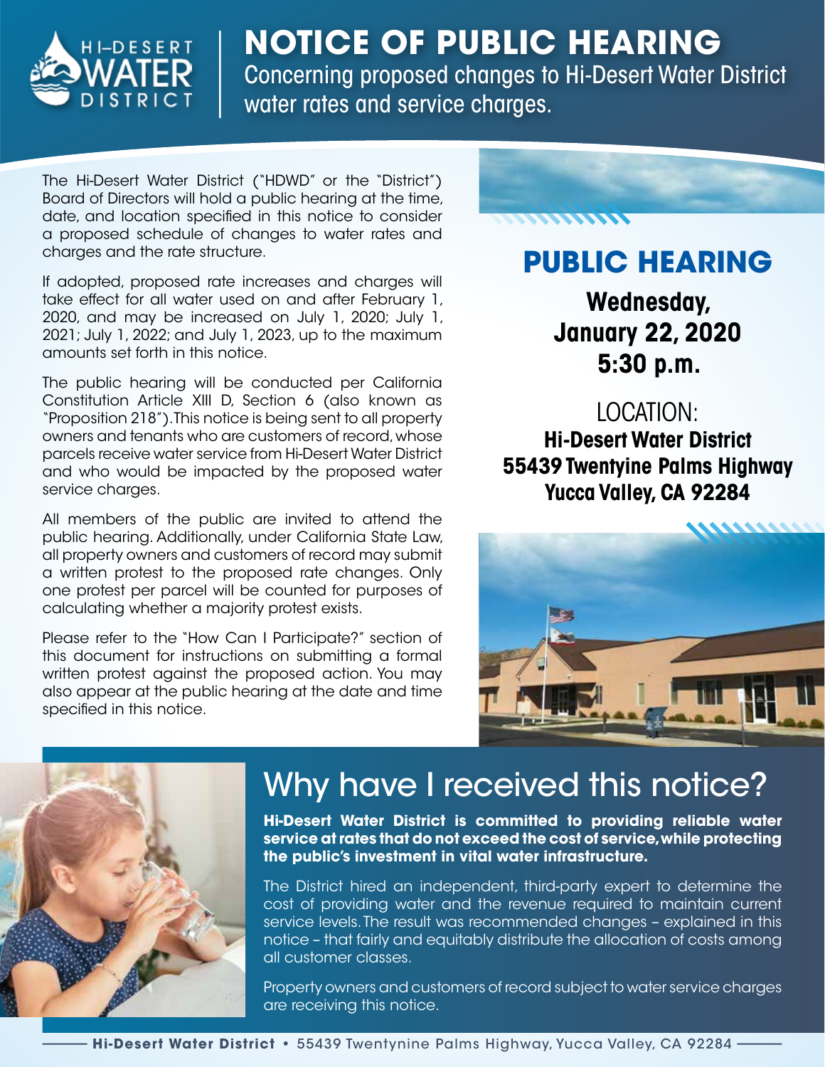# NOTICE OF PUBLIC HEARING

Concerning proposed changes to Hi-Desert Water District water rates and service charges.

The Hi-Desert Water District ("HDWD" or the "District") Board of Directors will hold a public hearing at the time, date, and location specified in this notice to consider a proposed schedule of changes to water rates and charges and the rate structure.

If adopted, proposed rate increases and charges will take effect for all water used on and after February 1, 2020, and may be increased on July 1, 2020; July 1, 2021; July 1, 2022; and July 1, 2023, up to the maximum amounts set forth in this notice.

The public hearing will be conducted per California Constitution Article XIII D, Section 6 (also known as "Proposition 218"). This notice is being sent to all property owners and tenants who are customers of record, whose parcels receive water service from Hi-Desert Water District and who would be impacted by the proposed water service charges.

All members of the public are invited to attend the public hearing. Additionally, under California State Law, all property owners and customers of record may submit a written protest to the proposed rate changes. Only one protest per parcel will be counted for purposes of calculating whether a majority protest exists.

Please refer to the "How Can I Participate?" section of this document for instructions on submitting a formal written protest against the proposed action. You may also appear at the public hearing at the date and time specified in this notice.

## PUBLIC HEARING

**Wednesday, January 22, 2020**
**5:30 p.m.**

LOCATION:
**Hi-Desert Water District**
**55439 Twentyine Palms Highway**
**Yucca Valley, CA 92284**

## Why have I received this notice?

**Hi-Desert Water District is committed to providing reliable water service at rates that do not exceed the cost of service, while protecting the public's investment in vital water infrastructure.**

The District hired an independent, third-party expert to determine the cost of providing water and the revenue required to maintain current service levels. The result was recommended changes – explained in this notice – that fairly and equitably distribute the allocation of costs among all customer classes.

Property owners and customers of record subject to water service charges are receiving this notice.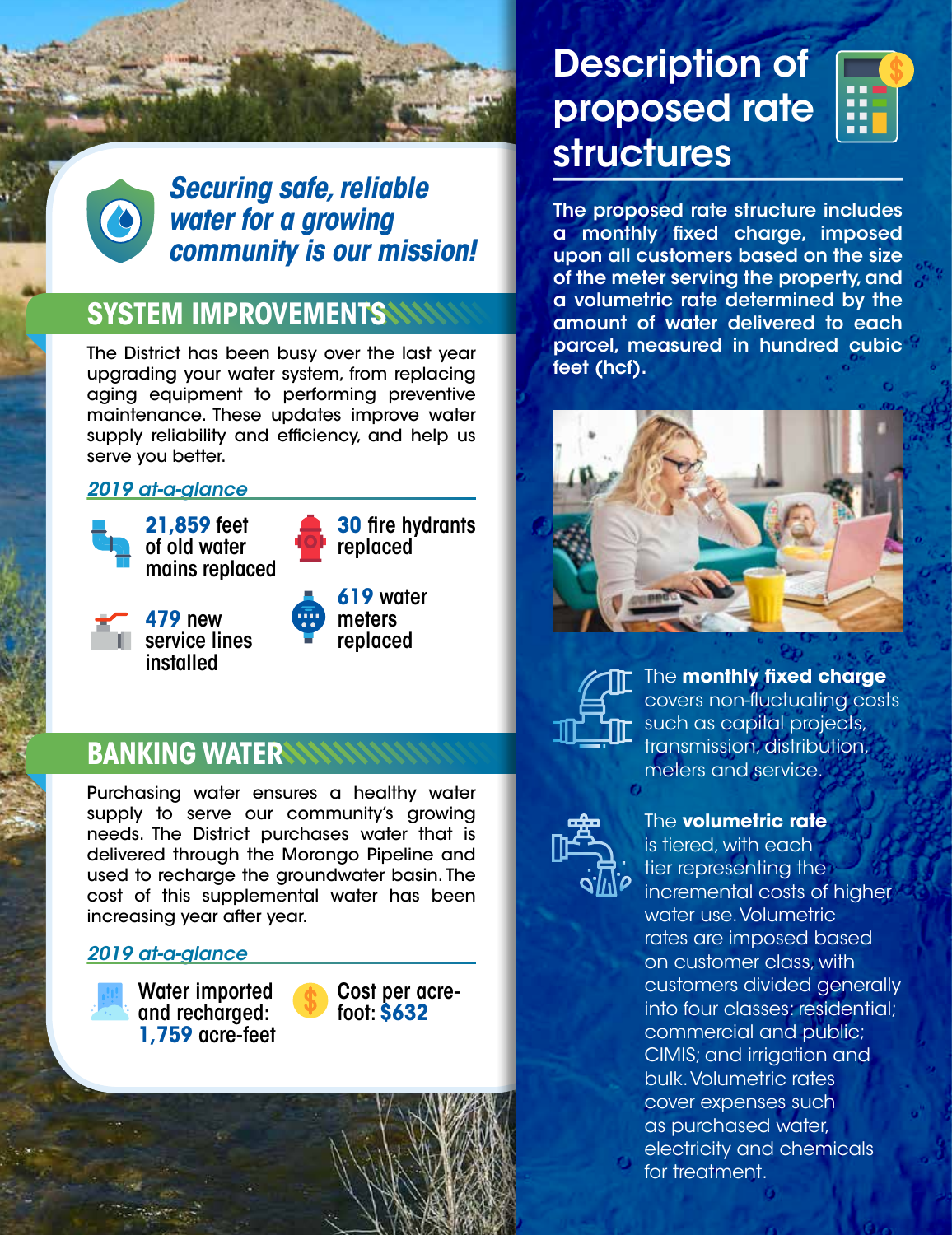***Securing safe, reliable water for a growing community is our mission!***

## SYSTEM IMPROVEMENTS

The District has been busy over the last year upgrading your water system, from replacing aging equipment to performing preventive maintenance. These updates improve water supply reliability and efficiency, and help us serve you better.

*2019 at-a-glance*

- **21,859** feet of old water mains replaced
- **30** fire hydrants replaced
- **479** new service lines installed
- **619** water meters replaced

## BANKING WATER

Purchasing water ensures a healthy water supply to serve our community's growing needs. The District purchases water that is delivered through the Morongo Pipeline and used to recharge the groundwater basin. The cost of this supplemental water has been increasing year after year.

*2019 at-a-glance*

- Water imported and recharged: **1,759** acre-feet
- Cost per acre-foot: **$632**

# Description of proposed rate structures

**The proposed rate structure includes a monthly fixed charge, imposed upon all customers based on the size of the meter serving the property, and a volumetric rate determined by the amount of water delivered to each parcel, measured in hundred cubic feet (hcf).**

The **monthly fixed charge** covers non-fluctuating costs such as capital projects, transmission, distribution, meters and service.

The **volumetric rate** is tiered, with each tier representing the incremental costs of higher water use. Volumetric rates are imposed based on customer class, with customers divided generally into four classes: residential; commercial and public; CIMIS; and irrigation and bulk. Volumetric rates cover expenses such as purchased water, electricity and chemicals for treatment.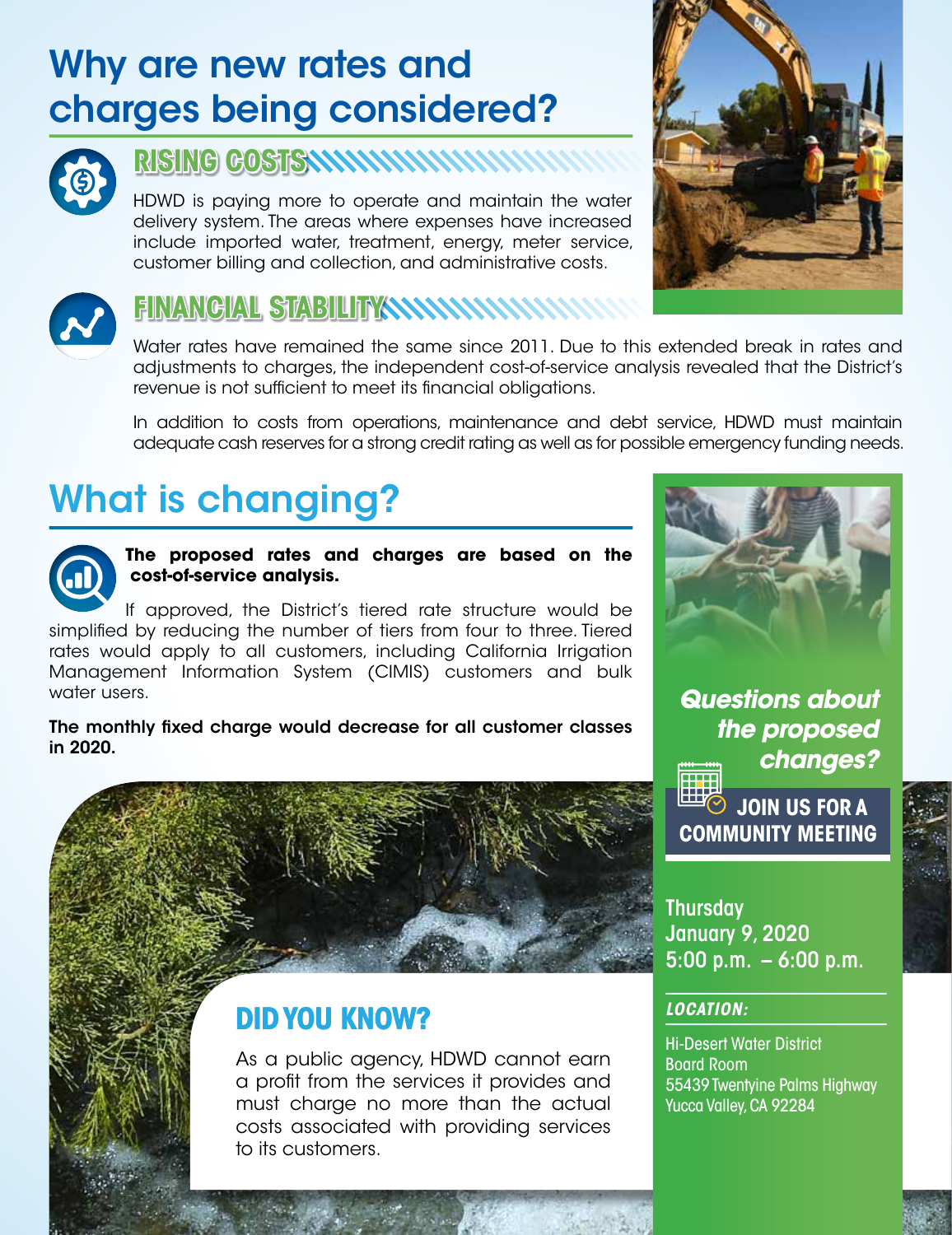# Why are new rates and charges being considered?

## RISING COSTS

HDWD is paying more to operate and maintain the water delivery system. The areas where expenses have increased include imported water, treatment, energy, meter service, customer billing and collection, and administrative costs.

## FINANCIAL STABILITY

Water rates have remained the same since 2011. Due to this extended break in rates and adjustments to charges, the independent cost-of-service analysis revealed that the District's revenue is not sufficient to meet its financial obligations.

In addition to costs from operations, maintenance and debt service, HDWD must maintain adequate cash reserves for a strong credit rating as well as for possible emergency funding needs.

# What is changing?

**The proposed rates and charges are based on the cost-of-service analysis.**

If approved, the District's tiered rate structure would be simplified by reducing the number of tiers from four to three. Tiered rates would apply to all customers, including California Irrigation Management Information System (CIMIS) customers and bulk water users.

**The monthly fixed charge would decrease for all customer classes in 2020.**

## DID YOU KNOW?

As a public agency, HDWD cannot earn a profit from the services it provides and must charge no more than the actual costs associated with providing services to its customers.

***Questions about the proposed changes?***

**JOIN US FOR A COMMUNITY MEETING**

Thursday
January 9, 2020
5:00 p.m. – 6:00 p.m.

***LOCATION:***

Hi-Desert Water District
Board Room
55439 Twentynine Palms Highway
Yucca Valley, CA 92284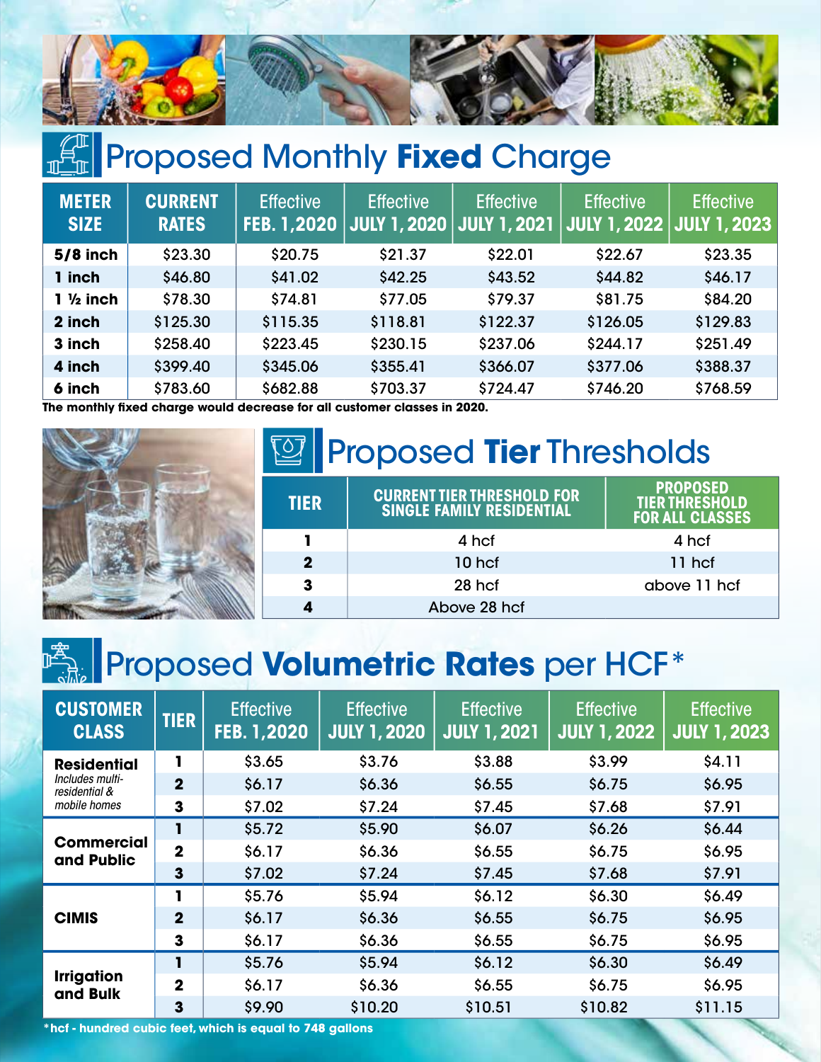## Proposed Monthly **Fixed** Charge

| METER SIZE | CURRENT RATES | Effective FEB. 1, 2020 | Effective JULY 1, 2020 | Effective JULY 1, 2021 | Effective JULY 1, 2022 | Effective JULY 1, 2023 |
|---|---|---|---|---|---|---|
| **5/8 inch** | $23.30 | $20.75 | $21.37 | $22.01 | $22.67 | $23.35 |
| **1 inch** | $46.80 | $41.02 | $42.25 | $43.52 | $44.82 | $46.17 |
| **1 ½ inch** | $78.30 | $74.81 | $77.05 | $79.37 | $81.75 | $84.20 |
| **2 inch** | $125.30 | $115.35 | $118.81 | $122.37 | $126.05 | $129.83 |
| **3 inch** | $258.40 | $223.45 | $230.15 | $237.06 | $244.17 | $251.49 |
| **4 inch** | $399.40 | $345.06 | $355.41 | $366.07 | $377.06 | $388.37 |
| **6 inch** | $783.60 | $682.88 | $703.37 | $724.47 | $746.20 | $768.59 |

**The monthly fixed charge would decrease for all customer classes in 2020.**

## Proposed **Tier** Thresholds

| TIER | CURRENT TIER THRESHOLD FOR SINGLE FAMILY RESIDENTIAL | PROPOSED TIER THRESHOLD FOR ALL CLASSES |
|---|---|---|
| 1 | 4 hcf | 4 hcf |
| 2 | 10 hcf | 11 hcf |
| 3 | 28 hcf | above 11 hcf |
| 4 | Above 28 hcf | |

## Proposed **Volumetric Rates** per HCF*

| CUSTOMER CLASS | TIER | Effective FEB. 1, 2020 | Effective JULY 1, 2020 | Effective JULY 1, 2021 | Effective JULY 1, 2022 | Effective JULY 1, 2023 |
|---|---|---|---|---|---|---|
| **Residential** *Includes multi-residential & mobile homes* | 1 | $3.65 | $3.76 | $3.88 | $3.99 | $4.11 |
| | 2 | $6.17 | $6.36 | $6.55 | $6.75 | $6.95 |
| | 3 | $7.02 | $7.24 | $7.45 | $7.68 | $7.91 |
| **Commercial and Public** | 1 | $5.72 | $5.90 | $6.07 | $6.26 | $6.44 |
| | 2 | $6.17 | $6.36 | $6.55 | $6.75 | $6.95 |
| | 3 | $7.02 | $7.24 | $7.45 | $7.68 | $7.91 |
| **CIMIS** | 1 | $5.76 | $5.94 | $6.12 | $6.30 | $6.49 |
| | 2 | $6.17 | $6.36 | $6.55 | $6.75 | $6.95 |
| | 3 | $6.17 | $6.36 | $6.55 | $6.75 | $6.95 |
| **Irrigation and Bulk** | 1 | $5.76 | $5.94 | $6.12 | $6.30 | $6.49 |
| | 2 | $6.17 | $6.36 | $6.55 | $6.75 | $6.95 |
| | 3 | $9.90 | $10.20 | $10.51 | $10.82 | $11.15 |

**\*hcf - hundred cubic feet, which is equal to 748 gallons**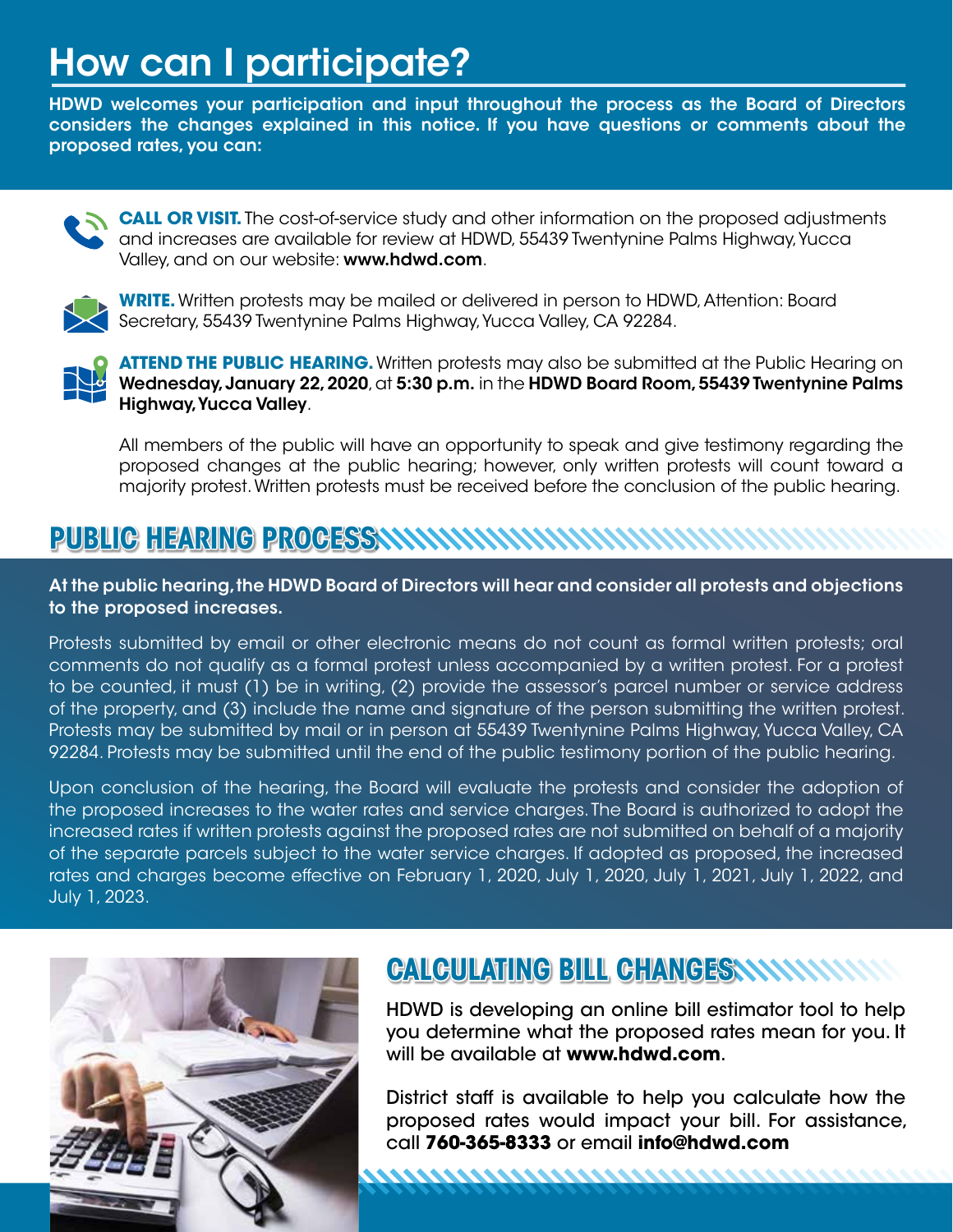# How can I participate?

**HDWD welcomes your participation and input throughout the process as the Board of Directors considers the changes explained in this notice. If you have questions or comments about the proposed rates, you can:**

**CALL OR VISIT.** The cost-of-service study and other information on the proposed adjustments and increases are available for review at HDWD, 55439 Twentynine Palms Highway, Yucca Valley, and on our website: **www.hdwd.com**.

**WRITE.** Written protests may be mailed or delivered in person to HDWD, Attention: Board Secretary, 55439 Twentynine Palms Highway, Yucca Valley, CA 92284.

**ATTEND THE PUBLIC HEARING.** Written protests may also be submitted at the Public Hearing on **Wednesday, January 22, 2020**, at **5:30 p.m.** in the **HDWD Board Room, 55439 Twentynine Palms Highway, Yucca Valley**.

All members of the public will have an opportunity to speak and give testimony regarding the proposed changes at the public hearing; however, only written protests will count toward a majority protest. Written protests must be received before the conclusion of the public hearing.

## PUBLIC HEARING PROCESS

**At the public hearing, the HDWD Board of Directors will hear and consider all protests and objections to the proposed increases.**

Protests submitted by email or other electronic means do not count as formal written protests; oral comments do not qualify as a formal protest unless accompanied by a written protest. For a protest to be counted, it must (1) be in writing, (2) provide the assessor's parcel number or service address of the property, and (3) include the name and signature of the person submitting the written protest. Protests may be submitted by mail or in person at 55439 Twentynine Palms Highway, Yucca Valley, CA 92284. Protests may be submitted until the end of the public testimony portion of the public hearing.

Upon conclusion of the hearing, the Board will evaluate the protests and consider the adoption of the proposed increases to the water rates and service charges. The Board is authorized to adopt the increased rates if written protests against the proposed rates are not submitted on behalf of a majority of the separate parcels subject to the water service charges. If adopted as proposed, the increased rates and charges become effective on February 1, 2020, July 1, 2020, July 1, 2021, July 1, 2022, and July 1, 2023.

## CALCULATING BILL CHANGES

HDWD is developing an online bill estimator tool to help you determine what the proposed rates mean for you. It will be available at **www.hdwd.com**.

District staff is available to help you calculate how the proposed rates would impact your bill. For assistance, call **760-365-8333** or email **info@hdwd.com**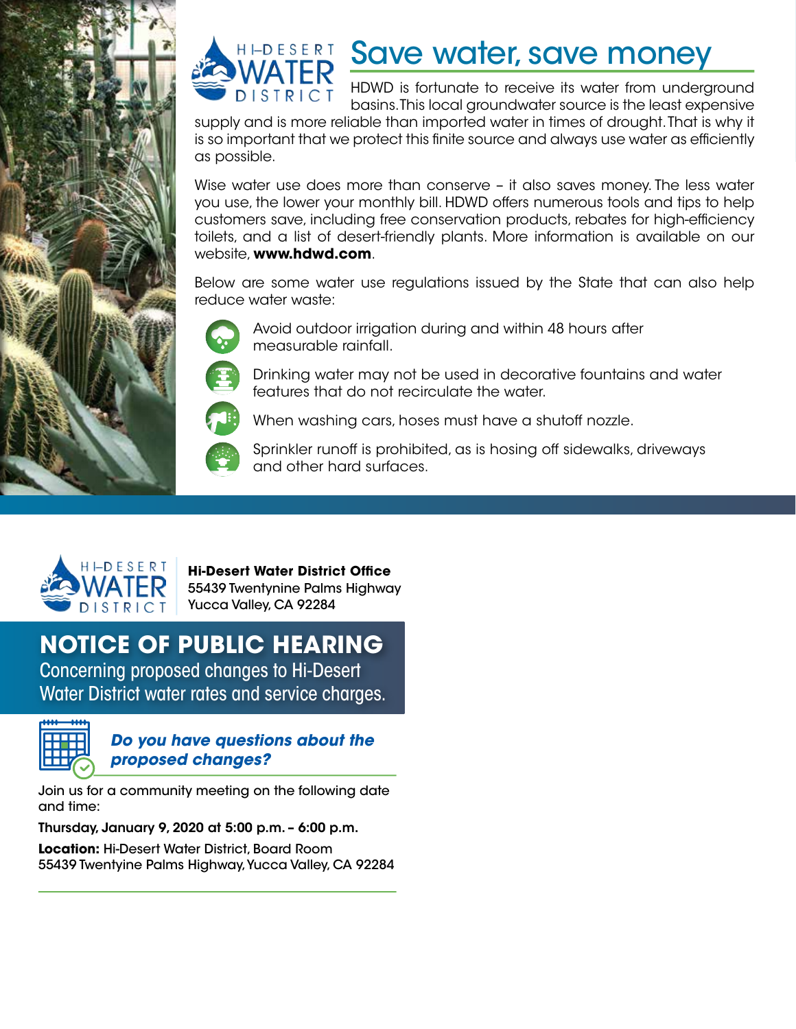## Save water, save money

HDWD is fortunate to receive its water from underground basins. This local groundwater source is the least expensive supply and is more reliable than imported water in times of drought. That is why it is so important that we protect this finite source and always use water as efficiently as possible.

Wise water use does more than conserve – it also saves money. The less water you use, the lower your monthly bill. HDWD offers numerous tools and tips to help customers save, including free conservation products, rebates for high-efficiency toilets, and a list of desert-friendly plants. More information is available on our website, **www.hdwd.com**.

Below are some water use regulations issued by the State that can also help reduce water waste:

- Avoid outdoor irrigation during and within 48 hours after measurable rainfall.
- Drinking water may not be used in decorative fountains and water features that do not recirculate the water.
- When washing cars, hoses must have a shutoff nozzle.
- Sprinkler runoff is prohibited, as is hosing off sidewalks, driveways and other hard surfaces.

HI-DESERT WATER DISTRICT

**Hi-Desert Water District Office**
55439 Twentynine Palms Highway
Yucca Valley, CA 92284

# NOTICE OF PUBLIC HEARING

Concerning proposed changes to Hi-Desert Water District water rates and service charges.

***Do you have questions about the proposed changes?***

Join us for a community meeting on the following date and time:

**Thursday, January 9, 2020 at 5:00 p.m. – 6:00 p.m.**

**Location:** Hi-Desert Water District, Board Room
55439 Twentynine Palms Highway, Yucca Valley, CA 92284